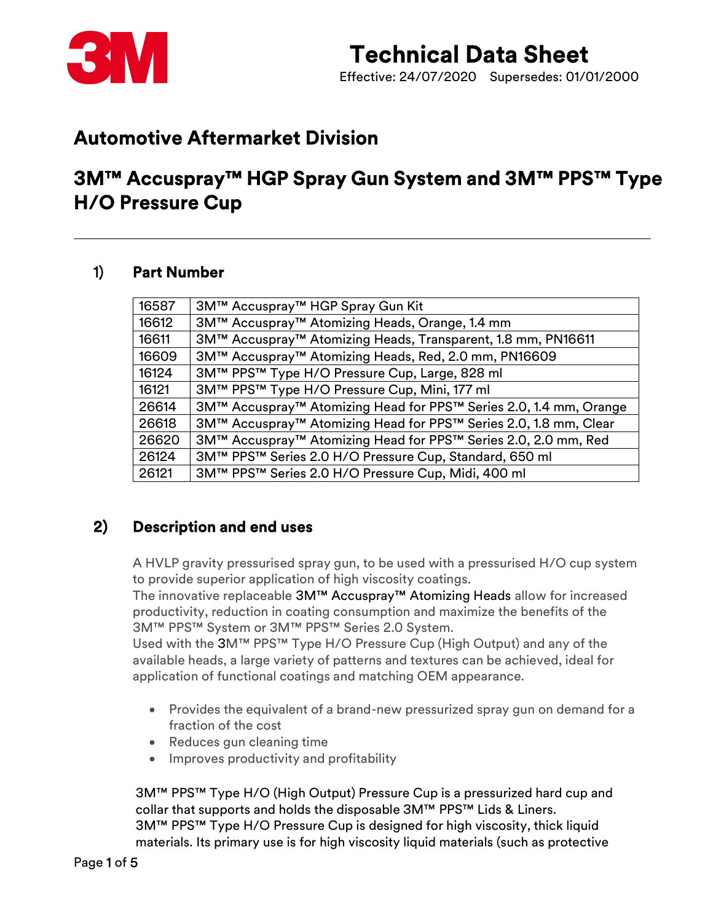# Technical Data Sheet

Effective: 24/07/2020 Supersedes: 01/01/2000

## Automotive Aftermarket Division

## 3M™ Accuspray™ HGP Spray Gun System and 3M™ PPS™ Type H/O Pressure Cup

### 1) Part Number

| | |
|---|---|
| 16587 | 3M™ Accuspray™ HGP Spray Gun Kit |
| 16612 | 3M™ Accuspray™ Atomizing Heads, Orange, 1.4 mm |
| 16611 | 3M™ Accuspray™ Atomizing Heads, Transparent, 1.8 mm, PN16611 |
| 16609 | 3M™ Accuspray™ Atomizing Heads, Red, 2.0 mm, PN16609 |
| 16124 | 3M™ PPS™ Type H/O Pressure Cup, Large, 828 ml |
| 16121 | 3M™ PPS™ Type H/O Pressure Cup, Mini, 177 ml |
| 26614 | 3M™ Accuspray™ Atomizing Head for PPS™ Series 2.0, 1.4 mm, Orange |
| 26618 | 3M™ Accuspray™ Atomizing Head for PPS™ Series 2.0, 1.8 mm, Clear |
| 26620 | 3M™ Accuspray™ Atomizing Head for PPS™ Series 2.0, 2.0 mm, Red |
| 26124 | 3M™ PPS™ Series 2.0 H/O Pressure Cup, Standard, 650 ml |
| 26121 | 3M™ PPS™ Series 2.0 H/O Pressure Cup, Midi, 400 ml |

### 2) Description and end uses

A HVLP gravity pressurised spray gun, to be used with a pressurised H/O cup system to provide superior application of high viscosity coatings.
The innovative replaceable 3M™ Accuspray™ Atomizing Heads allow for increased productivity, reduction in coating consumption and maximize the benefits of the 3M™ PPS™ System or 3M™ PPS™ Series 2.0 System.
Used with the 3M™ PPS™ Type H/O Pressure Cup (High Output) and any of the available heads, a large variety of patterns and textures can be achieved, ideal for application of functional coatings and matching OEM appearance.

- Provides the equivalent of a brand-new pressurized spray gun on demand for a fraction of the cost
- Reduces gun cleaning time
- Improves productivity and profitability

3M™ PPS™ Type H/O (High Output) Pressure Cup is a pressurized hard cup and collar that supports and holds the disposable 3M™ PPS™ Lids & Liners.
3M™ PPS™ Type H/O Pressure Cup is designed for high viscosity, thick liquid materials. Its primary use is for high viscosity liquid materials (such as protective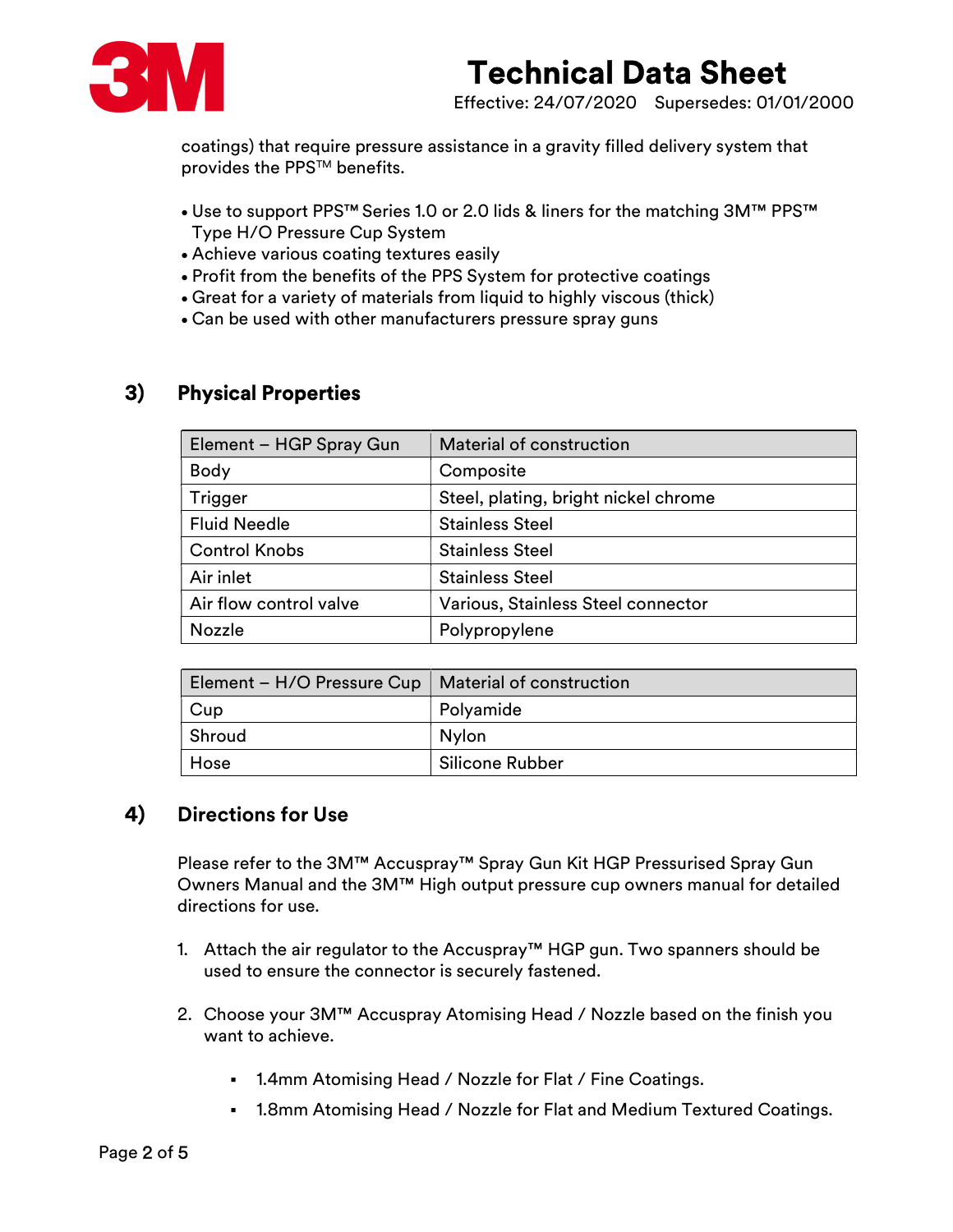coatings) that require pressure assistance in a gravity filled delivery system that provides the PPS™ benefits.

- Use to support PPS™ Series 1.0 or 2.0 lids & liners for the matching 3M™ PPS™ Type H/O Pressure Cup System
- Achieve various coating textures easily
- Profit from the benefits of the PPS System for protective coatings
- Great for a variety of materials from liquid to highly viscous (thick)
- Can be used with other manufacturers pressure spray guns

## 3) Physical Properties

| Element – HGP Spray Gun | Material of construction |
|---|---|
| Body | Composite |
| Trigger | Steel, plating, bright nickel chrome |
| Fluid Needle | Stainless Steel |
| Control Knobs | Stainless Steel |
| Air inlet | Stainless Steel |
| Air flow control valve | Various, Stainless Steel connector |
| Nozzle | Polypropylene |

| Element – H/O Pressure Cup | Material of construction |
|---|---|
| Cup | Polyamide |
| Shroud | Nylon |
| Hose | Silicone Rubber |

## 4) Directions for Use

Please refer to the 3M™ Accuspray™ Spray Gun Kit HGP Pressurised Spray Gun Owners Manual and the 3M™ High output pressure cup owners manual for detailed directions for use.

1. Attach the air regulator to the Accuspray™ HGP gun. Two spanners should be used to ensure the connector is securely fastened.

2. Choose your 3M™ Accuspray Atomising Head / Nozzle based on the finish you want to achieve.

   - 1.4mm Atomising Head / Nozzle for Flat / Fine Coatings.
   - 1.8mm Atomising Head / Nozzle for Flat and Medium Textured Coatings.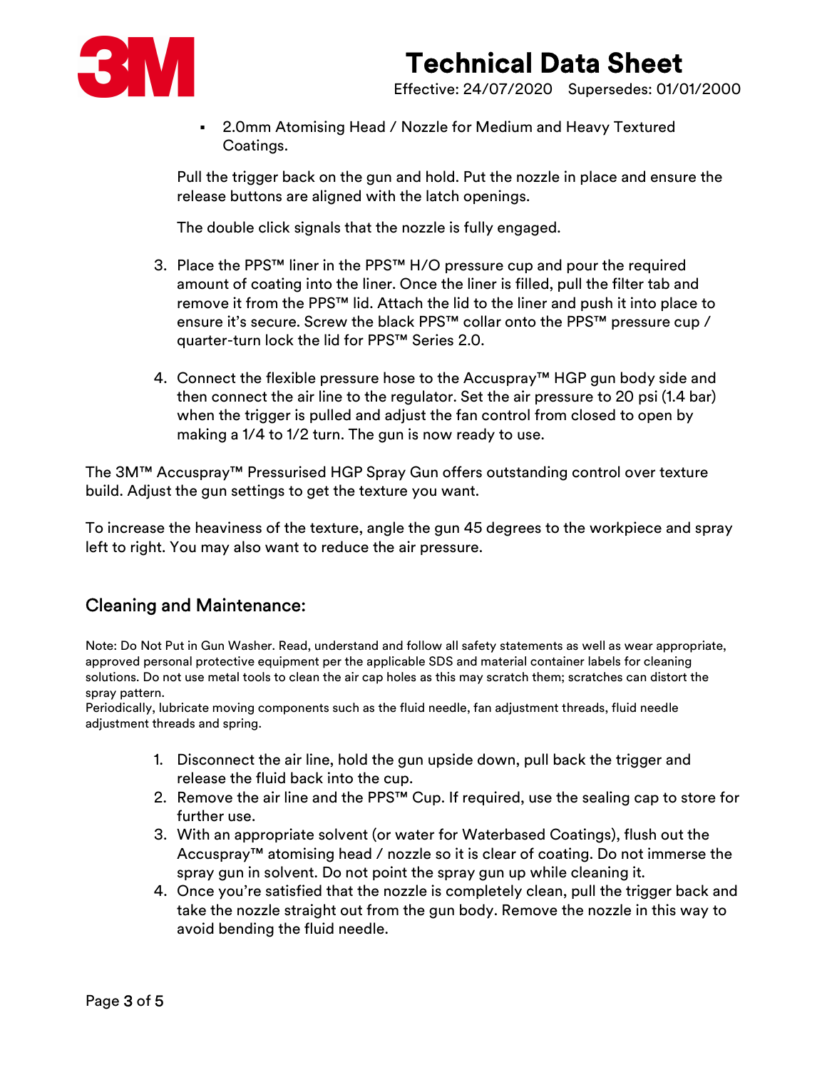- 2.0mm Atomising Head / Nozzle for Medium and Heavy Textured Coatings.

Pull the trigger back on the gun and hold. Put the nozzle in place and ensure the release buttons are aligned with the latch openings.

The double click signals that the nozzle is fully engaged.

3. Place the PPS™ liner in the PPS™ H/O pressure cup and pour the required amount of coating into the liner. Once the liner is filled, pull the filter tab and remove it from the PPS™ lid. Attach the lid to the liner and push it into place to ensure it's secure. Screw the black PPS™ collar onto the PPS™ pressure cup / quarter-turn lock the lid for PPS™ Series 2.0.

4. Connect the flexible pressure hose to the Accuspray™ HGP gun body side and then connect the air line to the regulator. Set the air pressure to 20 psi (1.4 bar) when the trigger is pulled and adjust the fan control from closed to open by making a 1/4 to 1/2 turn. The gun is now ready to use.

The 3M™ Accuspray™ Pressurised HGP Spray Gun offers outstanding control over texture build. Adjust the gun settings to get the texture you want.

To increase the heaviness of the texture, angle the gun 45 degrees to the workpiece and spray left to right. You may also want to reduce the air pressure.

## Cleaning and Maintenance:

Note: Do Not Put in Gun Washer. Read, understand and follow all safety statements as well as wear appropriate, approved personal protective equipment per the applicable SDS and material container labels for cleaning solutions. Do not use metal tools to clean the air cap holes as this may scratch them; scratches can distort the spray pattern.
Periodically, lubricate moving components such as the fluid needle, fan adjustment threads, fluid needle adjustment threads and spring.

1. Disconnect the air line, hold the gun upside down, pull back the trigger and release the fluid back into the cup.
2. Remove the air line and the PPS™ Cup. If required, use the sealing cap to store for further use.
3. With an appropriate solvent (or water for Waterbased Coatings), flush out the Accuspray™ atomising head / nozzle so it is clear of coating. Do not immerse the spray gun in solvent. Do not point the spray gun up while cleaning it.
4. Once you're satisfied that the nozzle is completely clean, pull the trigger back and take the nozzle straight out from the gun body. Remove the nozzle in this way to avoid bending the fluid needle.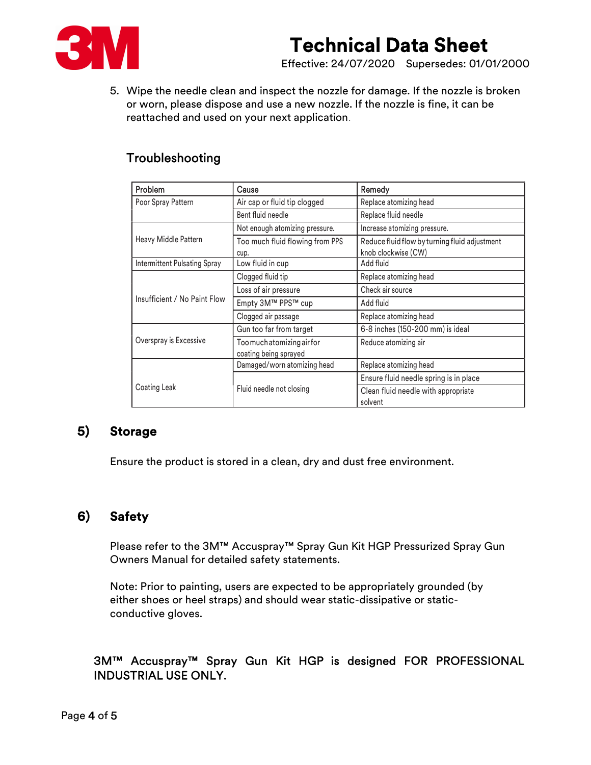5. Wipe the needle clean and inspect the nozzle for damage. If the nozzle is broken or worn, please dispose and use a new nozzle. If the nozzle is fine, it can be reattached and used on your next application.

### Troubleshooting

| Problem | Cause | Remedy |
|---|---|---|
| Poor Spray Pattern | Air cap or fluid tip clogged | Replace atomizing head |
| | Bent fluid needle | Replace fluid needle |
| Heavy Middle Pattern | Not enough atomizing pressure. | Increase atomizing pressure. |
| | Too much fluid flowing from PPS cup. | Reduce fluid flow by turning fluid adjustment knob clockwise (CW) |
| Intermittent Pulsating Spray | Low fluid in cup | Add fluid |
| Insufficient / No Paint Flow | Clogged fluid tip | Replace atomizing head |
| | Loss of air pressure | Check air source |
| | Empty 3M™ PPS™ cup | Add fluid |
| | Clogged air passage | Replace atomizing head |
| Overspray is Excessive | Gun too far from target | 6-8 inches (150-200 mm) is ideal |
| | Too much atomizing air for coating being sprayed | Reduce atomizing air |
| Coating Leak | Damaged/worn atomizing head | Replace atomizing head |
| | Fluid needle not closing | Ensure fluid needle spring is in place |
| | | Clean fluid needle with appropriate solvent |

## 5) Storage

Ensure the product is stored in a clean, dry and dust free environment.

## 6) Safety

Please refer to the 3M™ Accuspray™ Spray Gun Kit HGP Pressurized Spray Gun Owners Manual for detailed safety statements.

Note: Prior to painting, users are expected to be appropriately grounded (by either shoes or heel straps) and should wear static-dissipative or static-conductive gloves.

3M™ Accuspray™ Spray Gun Kit HGP is designed FOR PROFESSIONAL INDUSTRIAL USE ONLY.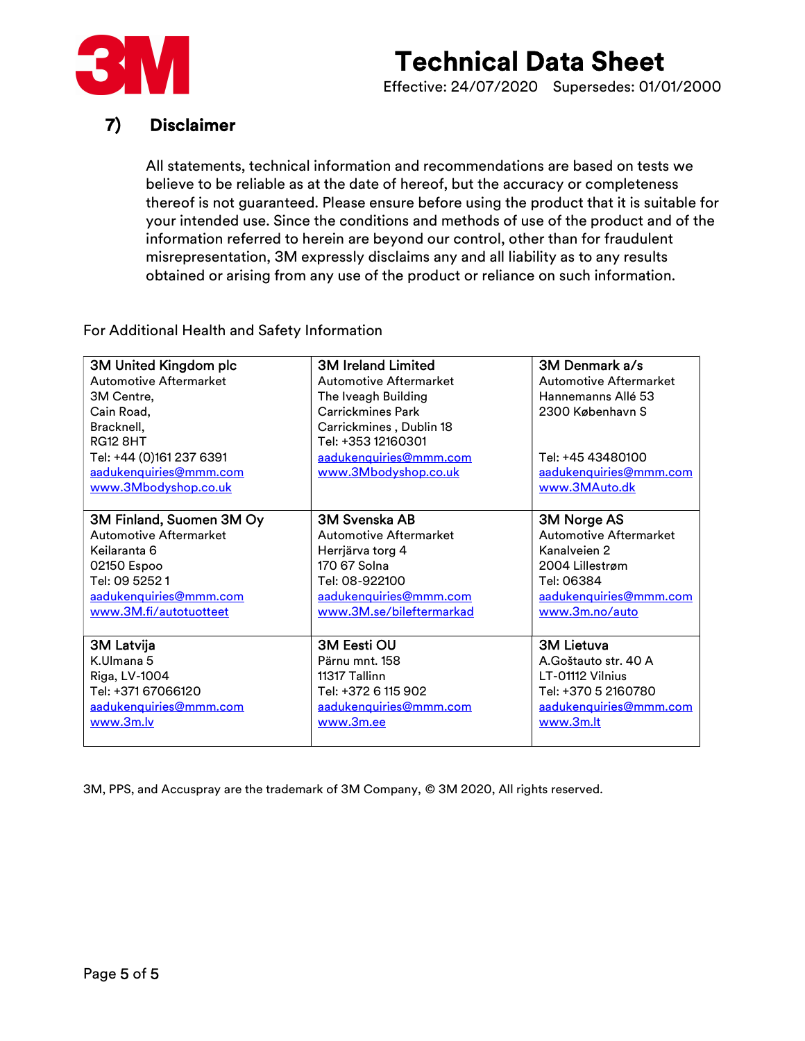## 7) Disclaimer

All statements, technical information and recommendations are based on tests we believe to be reliable as at the date of hereof, but the accuracy or completeness thereof is not guaranteed. Please ensure before using the product that it is suitable for your intended use. Since the conditions and methods of use of the product and of the information referred to herein are beyond our control, other than for fraudulent misrepresentation, 3M expressly disclaims any and all liability as to any results obtained or arising from any use of the product or reliance on such information.

For Additional Health and Safety Information

| | | |
|---|---|---|
| **3M United Kingdom plc**<br>Automotive Aftermarket<br>3M Centre,<br>Cain Road,<br>Bracknell,<br>RG12 8HT<br>Tel: +44 (0)161 237 6391<br>aadukenquiries@mmm.com<br>www.3Mbodyshop.co.uk | **3M Ireland Limited**<br>Automotive Aftermarket<br>The Iveagh Building<br>Carrickmines Park<br>Carrickmines , Dublin 18<br>Tel: +353 12160301<br>aadukenquiries@mmm.com<br>www.3Mbodyshop.co.uk | **3M Denmark a/s**<br>Automotive Aftermarket<br>Hannemanns Allé 53<br>2300 København S<br><br>Tel: +45 43480100<br>aadukenquiries@mmm.com<br>www.3MAuto.dk |
| **3M Finland, Suomen 3M Oy**<br>Automotive Aftermarket<br>Keilaranta 6<br>02150 Espoo<br>Tel: 09 5252 1<br>aadukenquiries@mmm.com<br>www.3M.fi/autotuotteet | **3M Svenska AB**<br>Automotive Aftermarket<br>Herrjärva torg 4<br>170 67 Solna<br>Tel: 08-922100<br>aadukenquiries@mmm.com<br>www.3M.se/bileftermarkad | **3M Norge AS**<br>Automotive Aftermarket<br>Kanalveien 2<br>2004 Lillestrøm<br>Tel: 06384<br>aadukenquiries@mmm.com<br>www.3m.no/auto |
| **3M Latvija**<br>K.Ulmana 5<br>Riga, LV-1004<br>Tel: +371 67066120<br>aadukenquiries@mmm.com<br>www.3m.lv | **3M Eesti OU**<br>Pärnu mnt. 158<br>11317 Tallinn<br>Tel: +372 6 115 902<br>aadukenquiries@mmm.com<br>www.3m.ee | **3M Lietuva**<br>A.Goštauto str. 40 A<br>LT-01112 Vilnius<br>Tel: +370 5 2160780<br>aadukenquiries@mmm.com<br>www.3m.lt |

3M, PPS, and Accuspray are the trademark of 3M Company, © 3M 2020, All rights reserved.